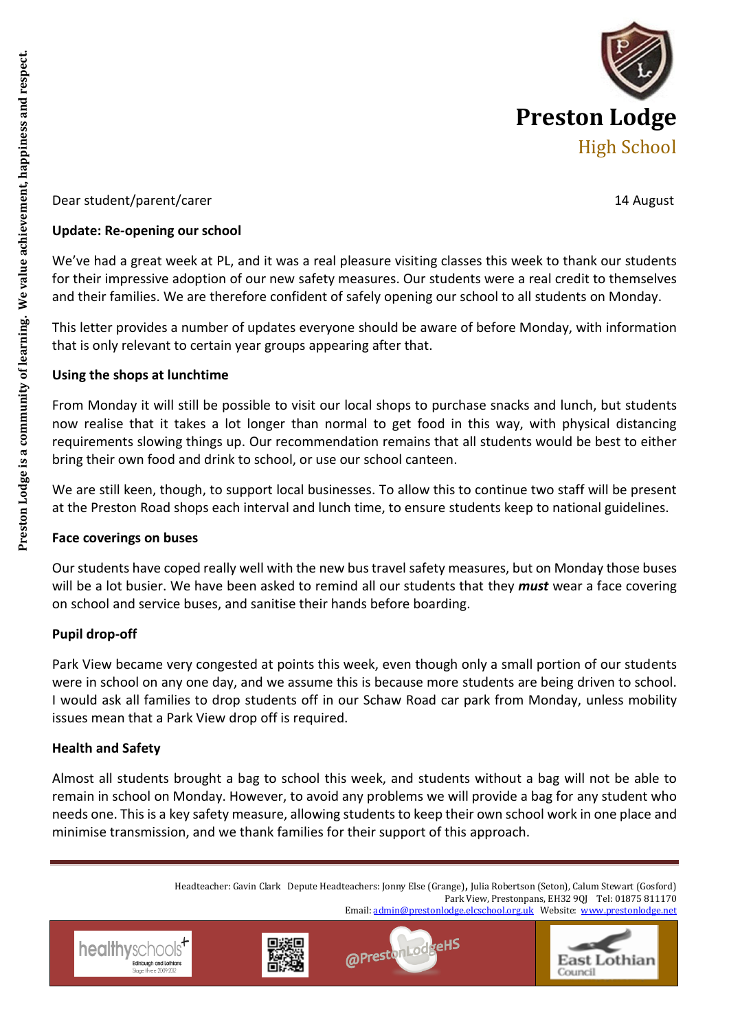# Preston Lodge
## High School

Dear student/parent/carer

14 August

**Update: Re-opening our school**

We've had a great week at PL, and it was a real pleasure visiting classes this week to thank our students for their impressive adoption of our new safety measures. Our students were a real credit to themselves and their families. We are therefore confident of safely opening our school to all students on Monday.

This letter provides a number of updates everyone should be aware of before Monday, with information that is only relevant to certain year groups appearing after that.

**Using the shops at lunchtime**

From Monday it will still be possible to visit our local shops to purchase snacks and lunch, but students now realise that it takes a lot longer than normal to get food in this way, with physical distancing requirements slowing things up. Our recommendation remains that all students would be best to either bring their own food and drink to school, or use our school canteen.

We are still keen, though, to support local businesses. To allow this to continue two staff will be present at the Preston Road shops each interval and lunch time, to ensure students keep to national guidelines.

**Face coverings on buses**

Our students have coped really well with the new bus travel safety measures, but on Monday those buses will be a lot busier. We have been asked to remind all our students that they ***must*** wear a face covering on school and service buses, and sanitise their hands before boarding.

**Pupil drop-off**

Park View became very congested at points this week, even though only a small portion of our students were in school on any one day, and we assume this is because more students are being driven to school. I would ask all families to drop students off in our Schaw Road car park from Monday, unless mobility issues mean that a Park View drop off is required.

**Health and Safety**

Almost all students brought a bag to school this week, and students without a bag will not be able to remain in school on Monday. However, to avoid any problems we will provide a bag for any student who needs one. This is a key safety measure, allowing students to keep their own school work in one place and minimise transmission, and we thank families for their support of this approach.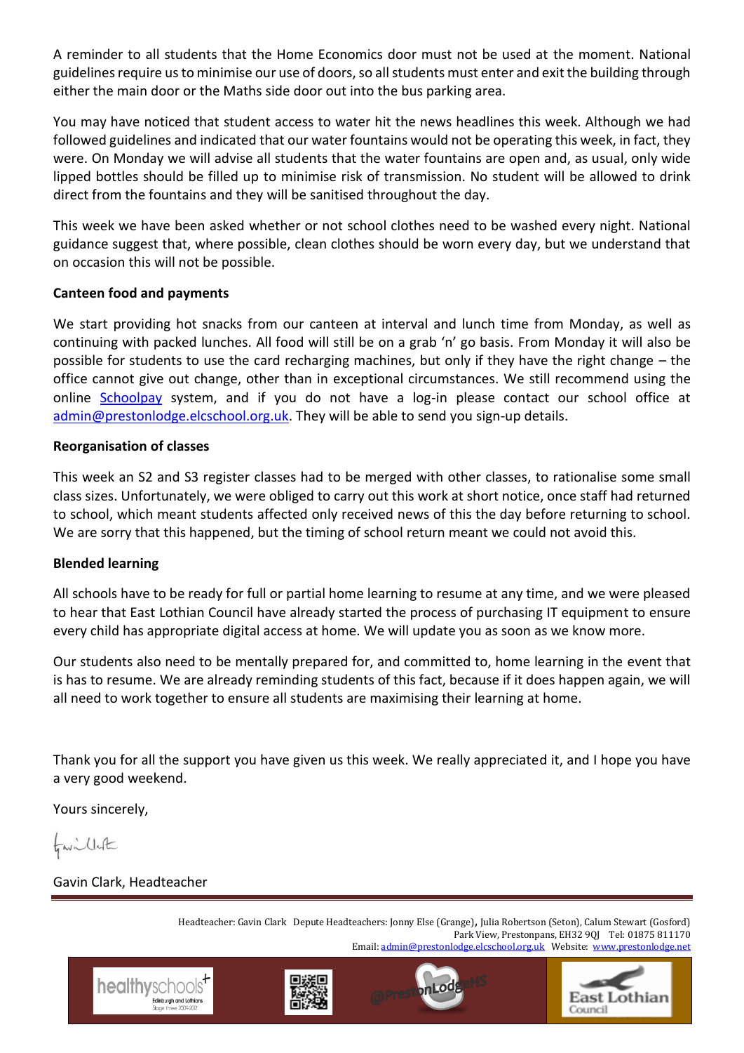A reminder to all students that the Home Economics door must not be used at the moment. National guidelines require us to minimise our use of doors, so all students must enter and exit the building through either the main door or the Maths side door out into the bus parking area.

You may have noticed that student access to water hit the news headlines this week. Although we had followed guidelines and indicated that our water fountains would not be operating this week, in fact, they were. On Monday we will advise all students that the water fountains are open and, as usual, only wide lipped bottles should be filled up to minimise risk of transmission. No student will be allowed to drink direct from the fountains and they will be sanitised throughout the day.

This week we have been asked whether or not school clothes need to be washed every night. National guidance suggest that, where possible, clean clothes should be worn every day, but we understand that on occasion this will not be possible.

**Canteen food and payments**

We start providing hot snacks from our canteen at interval and lunch time from Monday, as well as continuing with packed lunches. All food will still be on a grab 'n' go basis. From Monday it will also be possible for students to use the card recharging machines, but only if they have the right change – the office cannot give out change, other than in exceptional circumstances. We still recommend using the online Schoolpay system, and if you do not have a log-in please contact our school office at admin@prestonlodge.elcschool.org.uk. They will be able to send you sign-up details.

**Reorganisation of classes**

This week an S2 and S3 register classes had to be merged with other classes, to rationalise some small class sizes. Unfortunately, we were obliged to carry out this work at short notice, once staff had returned to school, which meant students affected only received news of this the day before returning to school. We are sorry that this happened, but the timing of school return meant we could not avoid this.

**Blended learning**

All schools have to be ready for full or partial home learning to resume at any time, and we were pleased to hear that East Lothian Council have already started the process of purchasing IT equipment to ensure every child has appropriate digital access at home. We will update you as soon as we know more.

Our students also need to be mentally prepared for, and committed to, home learning in the event that is has to resume. We are already reminding students of this fact, because if it does happen again, we will all need to work together to ensure all students are maximising their learning at home.

Thank you for all the support you have given us this week. We really appreciated it, and I hope you have a very good weekend.

Yours sincerely,

Gavin Clark, Headteacher

Headteacher: Gavin Clark Depute Headteachers: Jonny Else (Grange), Julia Robertson (Seton), Calum Stewart (Gosford)
Park View, Prestonpans, EH32 9QJ Tel: 01875 811170
Email: admin@prestonlodge.elcschool.org.uk Website: www.prestonlodge.net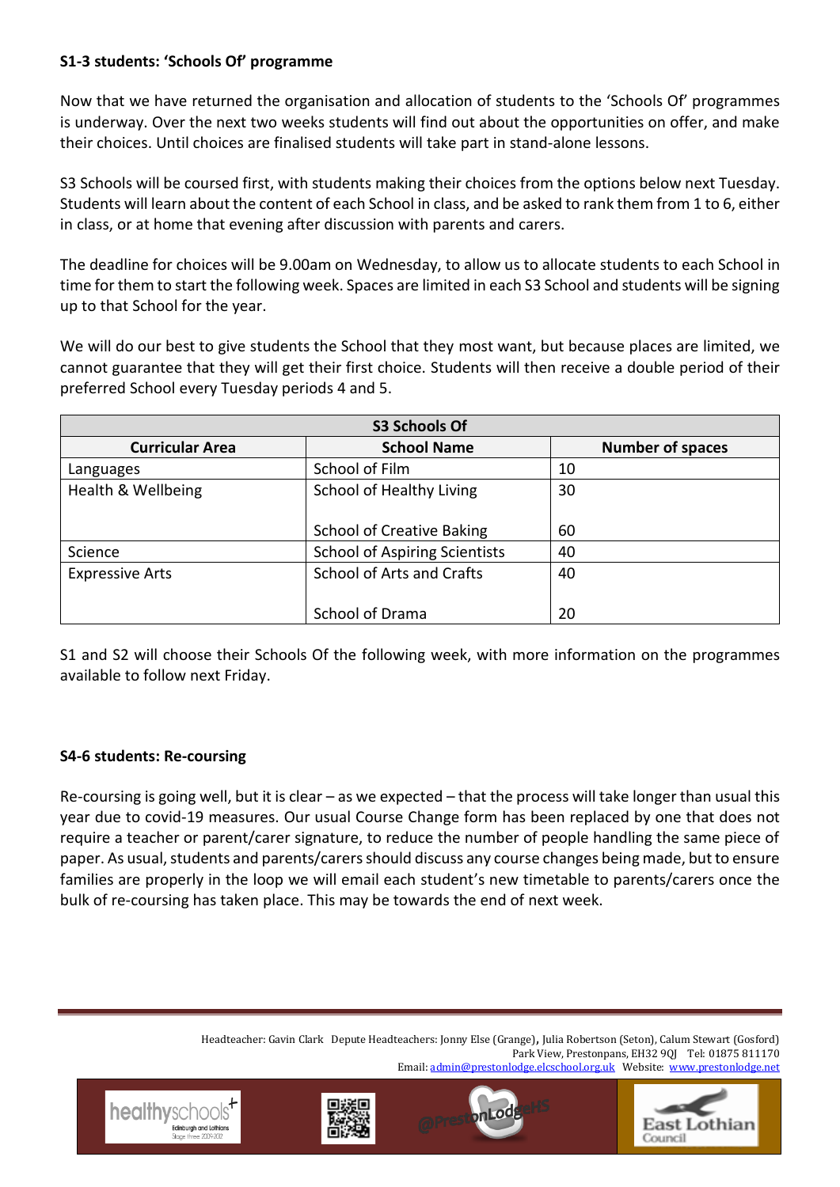**S1-3 students: 'Schools Of' programme**

Now that we have returned the organisation and allocation of students to the 'Schools Of' programmes is underway. Over the next two weeks students will find out about the opportunities on offer, and make their choices. Until choices are finalised students will take part in stand-alone lessons.

S3 Schools will be coursed first, with students making their choices from the options below next Tuesday. Students will learn about the content of each School in class, and be asked to rank them from 1 to 6, either in class, or at home that evening after discussion with parents and carers.

The deadline for choices will be 9.00am on Wednesday, to allow us to allocate students to each School in time for them to start the following week. Spaces are limited in each S3 School and students will be signing up to that School for the year.

We will do our best to give students the School that they most want, but because places are limited, we cannot guarantee that they will get their first choice. Students will then receive a double period of their preferred School every Tuesday periods 4 and 5.

| S3 Schools Of | | |
|---|---|---|
| **Curricular Area** | **School Name** | **Number of spaces** |
| Languages | School of Film | 10 |
| Health & Wellbeing | School of Healthy Living | 30 |
| | School of Creative Baking | 60 |
| Science | School of Aspiring Scientists | 40 |
| Expressive Arts | School of Arts and Crafts | 40 |
| | School of Drama | 20 |

S1 and S2 will choose their Schools Of the following week, with more information on the programmes available to follow next Friday.

**S4-6 students: Re-coursing**

Re-coursing is going well, but it is clear – as we expected – that the process will take longer than usual this year due to covid-19 measures. Our usual Course Change form has been replaced by one that does not require a teacher or parent/carer signature, to reduce the number of people handling the same piece of paper. As usual, students and parents/carers should discuss any course changes being made, but to ensure families are properly in the loop we will email each student's new timetable to parents/carers once the bulk of re-coursing has taken place. This may be towards the end of next week.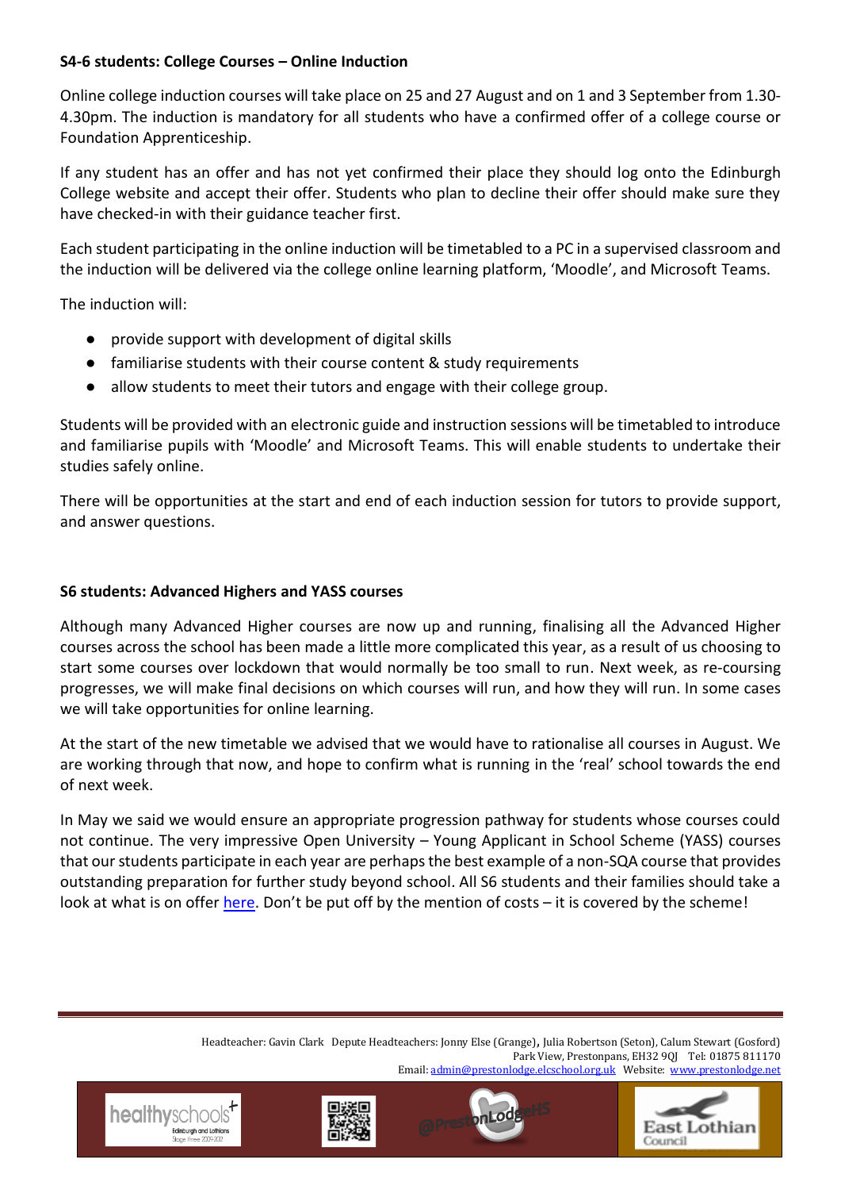**S4-6 students: College Courses – Online Induction**

Online college induction courses will take place on 25 and 27 August and on 1 and 3 September from 1.30-4.30pm. The induction is mandatory for all students who have a confirmed offer of a college course or Foundation Apprenticeship.

If any student has an offer and has not yet confirmed their place they should log onto the Edinburgh College website and accept their offer. Students who plan to decline their offer should make sure they have checked-in with their guidance teacher first.

Each student participating in the online induction will be timetabled to a PC in a supervised classroom and the induction will be delivered via the college online learning platform, 'Moodle', and Microsoft Teams.

The induction will:

- provide support with development of digital skills
- familiarise students with their course content & study requirements
- allow students to meet their tutors and engage with their college group.

Students will be provided with an electronic guide and instruction sessions will be timetabled to introduce and familiarise pupils with 'Moodle' and Microsoft Teams. This will enable students to undertake their studies safely online.

There will be opportunities at the start and end of each induction session for tutors to provide support, and answer questions.

**S6 students: Advanced Highers and YASS courses**

Although many Advanced Higher courses are now up and running, finalising all the Advanced Higher courses across the school has been made a little more complicated this year, as a result of us choosing to start some courses over lockdown that would normally be too small to run. Next week, as re-coursing progresses, we will make final decisions on which courses will run, and how they will run. In some cases we will take opportunities for online learning.

At the start of the new timetable we advised that we would have to rationalise all courses in August. We are working through that now, and hope to confirm what is running in the 'real' school towards the end of next week.

In May we said we would ensure an appropriate progression pathway for students whose courses could not continue. The very impressive Open University – Young Applicant in School Scheme (YASS) courses that our students participate in each year are perhaps the best example of a non-SQA course that provides outstanding preparation for further study beyond school. All S6 students and their families should take a look at what is on offer here. Don't be put off by the mention of costs – it is covered by the scheme!